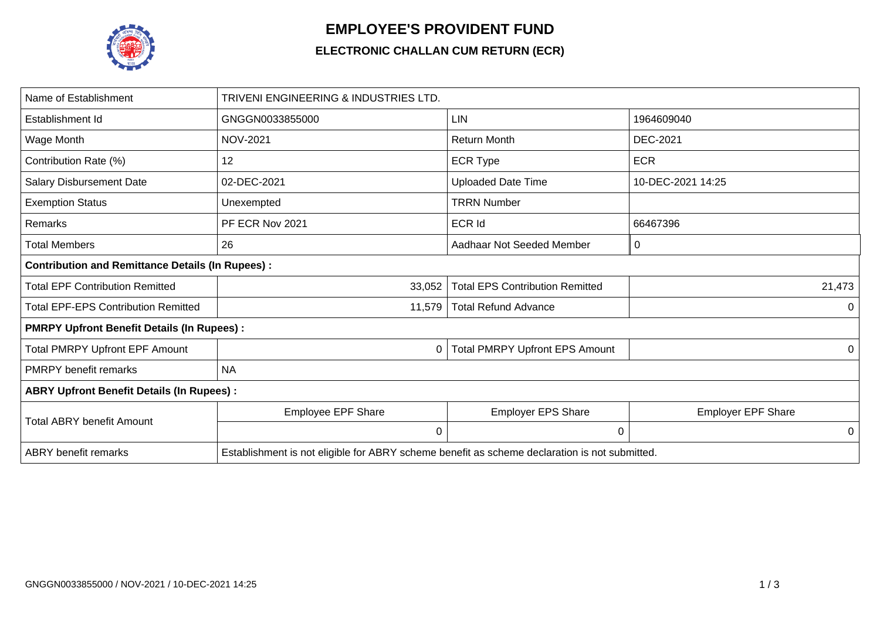# EMPLOYEE'S PROVIDENT FUND

## ELECTRONIC CHALLAN CUM RETURN (ECR)

| Name of Establishment | TRIVENI ENGINEERING & INDUSTRIES LTD. | | |
|---|---|---|---|
| Establishment Id | GNGGN0033855000 | LIN | 1964609040 |
| Wage Month | NOV-2021 | Return Month | DEC-2021 |
| Contribution Rate (%) | 12 | ECR Type | ECR |
| Salary Disbursement Date | 02-DEC-2021 | Uploaded Date Time | 10-DEC-2021 14:25 |
| Exemption Status | Unexempted | TRRN Number | |
| Remarks | PF ECR Nov 2021 | ECR Id | 66467396 |
| Total Members | 26 | Aadhaar Not Seeded Member | 0 |
| **Contribution and Remittance Details (In Rupees) :** | | | |
| Total EPF Contribution Remitted | 33,052 | Total EPS Contribution Remitted | 21,473 |
| Total EPF-EPS Contribution Remitted | 11,579 | Total Refund Advance | 0 |
| **PMRPY Upfront Benefit Details (In Rupees) :** | | | |
| Total PMRPY Upfront EPF Amount | 0 | Total PMRPY Upfront EPS Amount | 0 |
| PMRPY benefit remarks | NA | | |
| **ABRY Upfront Benefit Details (In Rupees) :** | | | |
| Total ABRY benefit Amount | Employee EPF Share | Employer EPS Share | Employer EPF Share |
| | 0 | 0 | 0 |
| ABRY benefit remarks | Establishment is not eligible for ABRY scheme benefit as scheme declaration is not submitted. | | |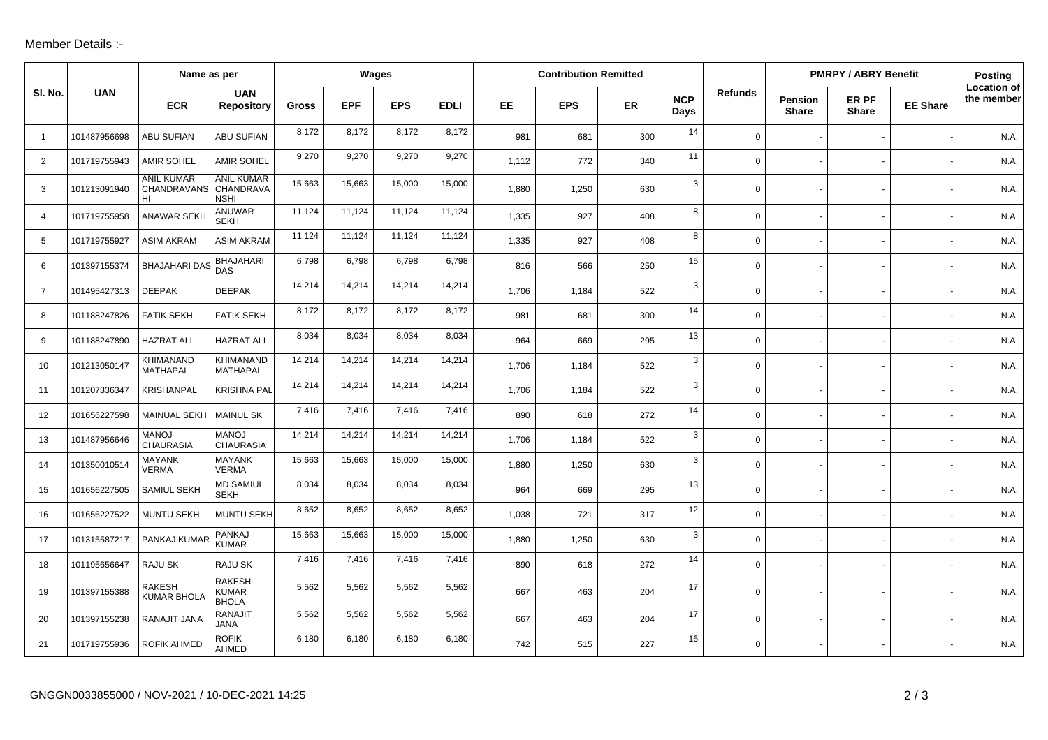Member Details :-

| Sl. No. | UAN | Name as per | | Wages | | | | Contribution Remitted | | | | Refunds | PMRPY / ABRY Benefit | | | Posting Location of the member |
|---|---|---|---|---|---|---|---|---|---|---|---|---|---|---|---|---|
| | | ECR | UAN Repository | Gross | EPF | EPS | EDLI | EE | EPS | ER | NCP Days | | Pension Share | ER PF Share | EE Share | |
| 1 | 101487956698 | ABU SUFIAN | ABU SUFIAN | 8,172 | 8,172 | 8,172 | 8,172 | 981 | 681 | 300 | 14 | 0 | - | - | - | N.A. |
| 2 | 101719755943 | AMIR SOHEL | AMIR SOHEL | 9,270 | 9,270 | 9,270 | 9,270 | 1,112 | 772 | 340 | 11 | 0 | - | - | - | N.A. |
| 3 | 101213091940 | ANIL KUMAR CHANDRAVANSHI | ANIL KUMAR CHANDRAVANSHI | 15,663 | 15,663 | 15,000 | 15,000 | 1,880 | 1,250 | 630 | 3 | 0 | - | - | - | N.A. |
| 4 | 101719755958 | ANAWAR SEKH | ANUWAR SEKH | 11,124 | 11,124 | 11,124 | 11,124 | 1,335 | 927 | 408 | 8 | 0 | - | - | - | N.A. |
| 5 | 101719755927 | ASIM AKRAM | ASIM AKRAM | 11,124 | 11,124 | 11,124 | 11,124 | 1,335 | 927 | 408 | 8 | 0 | - | - | - | N.A. |
| 6 | 101397155374 | BHAJAHARI DAS | BHAJAHARI DAS | 6,798 | 6,798 | 6,798 | 6,798 | 816 | 566 | 250 | 15 | 0 | - | - | - | N.A. |
| 7 | 101495427313 | DEEPAK | DEEPAK | 14,214 | 14,214 | 14,214 | 14,214 | 1,706 | 1,184 | 522 | 3 | 0 | - | - | - | N.A. |
| 8 | 101188247826 | FATIK SEKH | FATIK SEKH | 8,172 | 8,172 | 8,172 | 8,172 | 981 | 681 | 300 | 14 | 0 | - | - | - | N.A. |
| 9 | 101188247890 | HAZRAT ALI | HAZRAT ALI | 8,034 | 8,034 | 8,034 | 8,034 | 964 | 669 | 295 | 13 | 0 | - | - | - | N.A. |
| 10 | 101213050147 | KHIMANAND MATHAPAL | KHIMANAND MATHAPAL | 14,214 | 14,214 | 14,214 | 14,214 | 1,706 | 1,184 | 522 | 3 | 0 | - | - | - | N.A. |
| 11 | 101207336347 | KRISHANPAL | KRISHNA PAL | 14,214 | 14,214 | 14,214 | 14,214 | 1,706 | 1,184 | 522 | 3 | 0 | - | - | - | N.A. |
| 12 | 101656227598 | MAINUAL SEKH | MAINUL SK | 7,416 | 7,416 | 7,416 | 7,416 | 890 | 618 | 272 | 14 | 0 | - | - | - | N.A. |
| 13 | 101487956646 | MANOJ CHAURASIA | MANOJ CHAURASIA | 14,214 | 14,214 | 14,214 | 14,214 | 1,706 | 1,184 | 522 | 3 | 0 | - | - | - | N.A. |
| 14 | 101350010514 | MAYANK VERMA | MAYANK VERMA | 15,663 | 15,663 | 15,000 | 15,000 | 1,880 | 1,250 | 630 | 3 | 0 | - | - | - | N.A. |
| 15 | 101656227505 | SAMIUL SEKH | MD SAMIUL SEKH | 8,034 | 8,034 | 8,034 | 8,034 | 964 | 669 | 295 | 13 | 0 | - | - | - | N.A. |
| 16 | 101656227522 | MUNTU SEKH | MUNTU SEKH | 8,652 | 8,652 | 8,652 | 8,652 | 1,038 | 721 | 317 | 12 | 0 | - | - | - | N.A. |
| 17 | 101315587217 | PANKAJ KUMAR | PANKAJ KUMAR | 15,663 | 15,663 | 15,000 | 15,000 | 1,880 | 1,250 | 630 | 3 | 0 | - | - | - | N.A. |
| 18 | 101195656647 | RAJU SK | RAJU SK | 7,416 | 7,416 | 7,416 | 7,416 | 890 | 618 | 272 | 14 | 0 | - | - | - | N.A. |
| 19 | 101397155388 | RAKESH KUMAR BHOLA | RAKESH KUMAR BHOLA | 5,562 | 5,562 | 5,562 | 5,562 | 667 | 463 | 204 | 17 | 0 | - | - | - | N.A. |
| 20 | 101397155238 | RANAJIT JANA | RANAJIT JANA | 5,562 | 5,562 | 5,562 | 5,562 | 667 | 463 | 204 | 17 | 0 | - | - | - | N.A. |
| 21 | 101719755936 | ROFIK AHMED | ROFIK AHMED | 6,180 | 6,180 | 6,180 | 6,180 | 742 | 515 | 227 | 16 | 0 | - | - | - | N.A. |

GNGGN0033855000 / NOV-2021 / 10-DEC-2021 14:25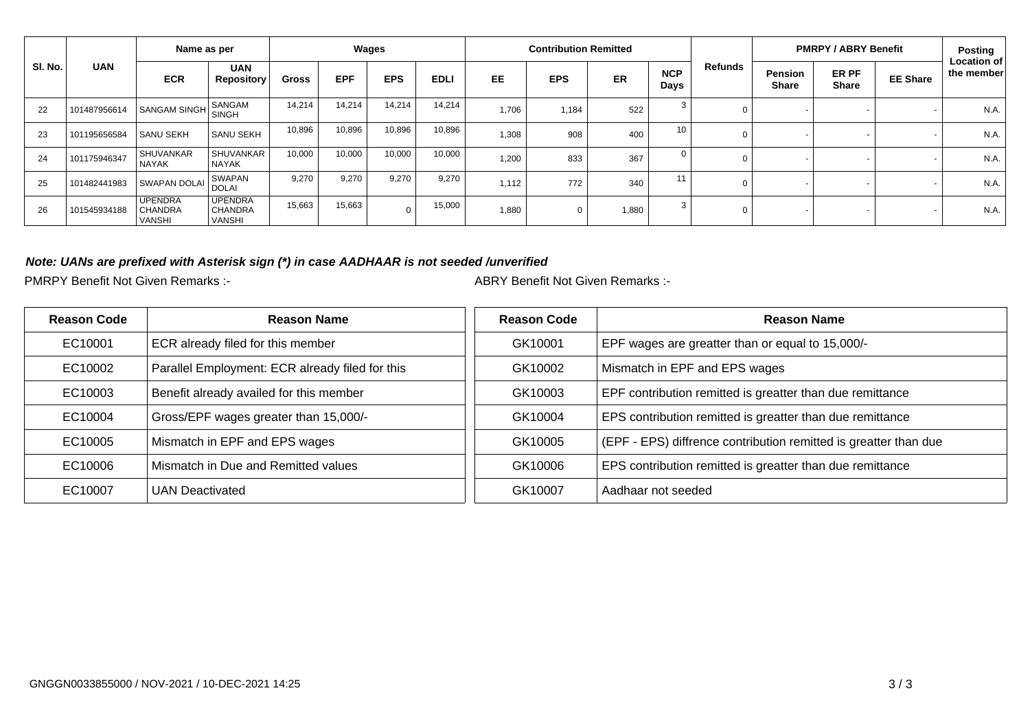| Sl. No. | UAN | Name as per | | Wages | | | | Contribution Remitted | | | | Refunds | PMRPY / ABRY Benefit | | | Posting Location of the member |
|---|---|---|---|---|---|---|---|---|---|---|---|---|---|---|---|---|
| | | ECR | UAN Repository | Gross | EPF | EPS | EDLI | EE | EPS | ER | NCP Days | | Pension Share | ER PF Share | EE Share | |
| 22 | 101487956614 | SANGAM SINGH | SANGAM SINGH | 14,214 | 14,214 | 14,214 | 14,214 | 1,706 | 1,184 | 522 | 3 | 0 | - | - | - | N.A. |
| 23 | 101195656584 | SANU SEKH | SANU SEKH | 10,896 | 10,896 | 10,896 | 10,896 | 1,308 | 908 | 400 | 10 | 0 | - | - | - | N.A. |
| 24 | 101175946347 | SHUVANKAR NAYAK | SHUVANKAR NAYAK | 10,000 | 10,000 | 10,000 | 10,000 | 1,200 | 833 | 367 | 0 | 0 | - | - | - | N.A. |
| 25 | 101482441983 | SWAPAN DOLAI | SWAPAN DOLAI | 9,270 | 9,270 | 9,270 | 9,270 | 1,112 | 772 | 340 | 11 | 0 | - | - | - | N.A. |
| 26 | 101545934188 | UPENDRA CHANDRA VANSHI | UPENDRA CHANDRA VANSHI | 15,663 | 15,663 | 0 | 15,000 | 1,880 | 0 | 1,880 | 3 | 0 | - | - | - | N.A. |

***Note: UANs are prefixed with Asterisk sign (*) in case AADHAAR is not seeded /unverified***

PMRPY Benefit Not Given Remarks :-

| Reason Code | Reason Name |
|---|---|
| EC10001 | ECR already filed for this member |
| EC10002 | Parallel Employment: ECR already filed for this |
| EC10003 | Benefit already availed for this member |
| EC10004 | Gross/EPF wages greater than 15,000/- |
| EC10005 | Mismatch in EPF and EPS wages |
| EC10006 | Mismatch in Due and Remitted values |
| EC10007 | UAN Deactivated |

ABRY Benefit Not Given Remarks :-

| Reason Code | Reason Name |
|---|---|
| GK10001 | EPF wages are greatter than or equal to 15,000/- |
| GK10002 | Mismatch in EPF and EPS wages |
| GK10003 | EPF contribution remitted is greatter than due remittance |
| GK10004 | EPS contribution remitted is greatter than due remittance |
| GK10005 | (EPF - EPS) diffrence contribution remitted is greatter than due |
| GK10006 | EPS contribution remitted is greatter than due remittance |
| GK10007 | Aadhaar not seeded |

GNGGN0033855000 / NOV-2021 / 10-DEC-2021 14:25